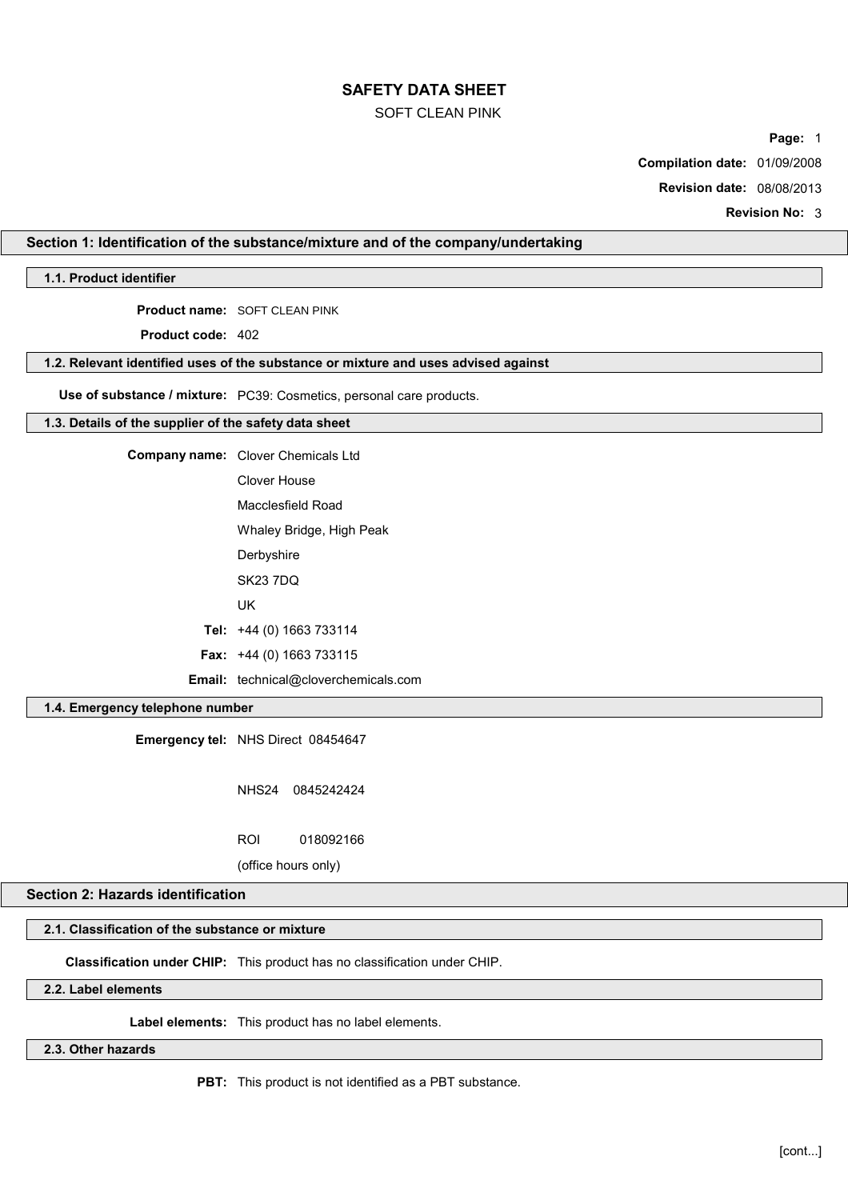# SAFETY DATA SHEET

SOFT CLEAN PINK

**Compilation date:** 01/09/2008

**Revision date:** 08/08/2013

**Revision No:** 3

## Section 1: Identification of the substance/mixture and of the company/undertaking

### 1.1. Product identifier

**Product name:** SOFT CLEAN PINK

**Product code:** 402

### 1.2. Relevant identified uses of the substance or mixture and uses advised against

**Use of substance / mixture:** PC39: Cosmetics, personal care products.

### 1.3. Details of the supplier of the safety data sheet

**Company name:** Clover Chemicals Ltd

Clover House

Macclesfield Road

Whaley Bridge, High Peak

Derbyshire

SK23 7DQ

UK

**Tel:** +44 (0) 1663 733114

**Fax:** +44 (0) 1663 733115

**Email:** technical@cloverchemicals.com

### 1.4. Emergency telephone number

**Emergency tel:** NHS Direct 08454647

NHS24 0845242424

ROI 018092166

(office hours only)

## Section 2: Hazards identification

### 2.1. Classification of the substance or mixture

**Classification under CHIP:** This product has no classification under CHIP.

### 2.2. Label elements

**Label elements:** This product has no label elements.

### 2.3. Other hazards

**PBT:** This product is not identified as a PBT substance.

[cont...]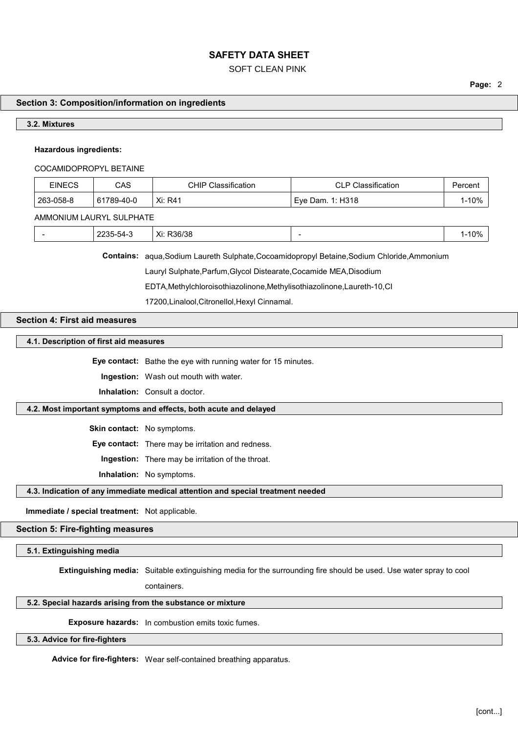## Section 3: Composition/information on ingredients

### 3.2. Mixtures

**Hazardous ingredients:**

COCAMIDOPROPYL BETAINE

| EINECS | CAS | CHIP Classification | CLP Classification | Percent |
|---|---|---|---|---|
| 263-058-8 | 61789-40-0 | Xi: R41 | Eye Dam. 1: H318 | 1-10% |

AMMONIUM LAURYL SULPHATE

| EINECS | CAS | CHIP Classification | CLP Classification | Percent |
|---|---|---|---|---|
| - | 2235-54-3 | Xi: R36/38 | - | 1-10% |

**Contains:** aqua,Sodium Laureth Sulphate,Cocoamidopropyl Betaine,Sodium Chloride,Ammonium Lauryl Sulphate,Parfum,Glycol Distearate,Cocamide MEA,Disodium EDTA,Methylchloroisothiazolinone,Methylisothiazolinone,Laureth-10,CI 17200,Linalool,Citronellol,Hexyl Cinnamal.

## Section 4: First aid measures

### 4.1. Description of first aid measures

**Eye contact:** Bathe the eye with running water for 15 minutes.

**Ingestion:** Wash out mouth with water.

**Inhalation:** Consult a doctor.

### 4.2. Most important symptoms and effects, both acute and delayed

**Skin contact:** No symptoms.

**Eye contact:** There may be irritation and redness.

**Ingestion:** There may be irritation of the throat.

**Inhalation:** No symptoms.

### 4.3. Indication of any immediate medical attention and special treatment needed

**Immediate / special treatment:** Not applicable.

## Section 5: Fire-fighting measures

### 5.1. Extinguishing media

**Extinguishing media:** Suitable extinguishing media for the surrounding fire should be used. Use water spray to cool containers.

### 5.2. Special hazards arising from the substance or mixture

**Exposure hazards:** In combustion emits toxic fumes.

### 5.3. Advice for fire-fighters

**Advice for fire-fighters:** Wear self-contained breathing apparatus.

[cont...]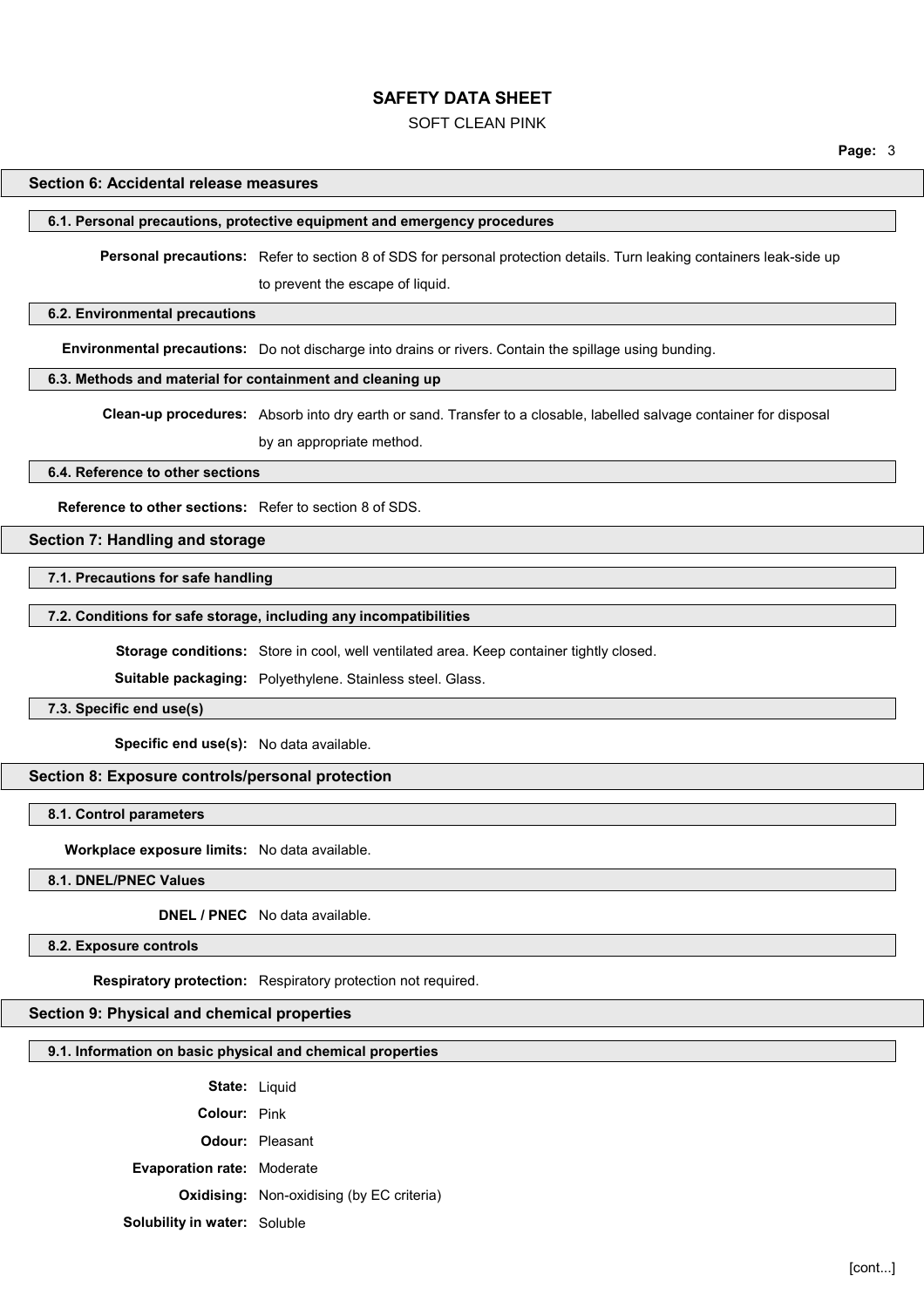## Section 6: Accidental release measures

### 6.1. Personal precautions, protective equipment and emergency procedures

**Personal precautions:** Refer to section 8 of SDS for personal protection details. Turn leaking containers leak-side up to prevent the escape of liquid.

### 6.2. Environmental precautions

**Environmental precautions:** Do not discharge into drains or rivers. Contain the spillage using bunding.

### 6.3. Methods and material for containment and cleaning up

**Clean-up procedures:** Absorb into dry earth or sand. Transfer to a closable, labelled salvage container for disposal by an appropriate method.

### 6.4. Reference to other sections

**Reference to other sections:** Refer to section 8 of SDS.

## Section 7: Handling and storage

### 7.1. Precautions for safe handling

### 7.2. Conditions for safe storage, including any incompatibilities

**Storage conditions:** Store in cool, well ventilated area. Keep container tightly closed.

**Suitable packaging:** Polyethylene. Stainless steel. Glass.

### 7.3. Specific end use(s)

**Specific end use(s):** No data available.

## Section 8: Exposure controls/personal protection

### 8.1. Control parameters

**Workplace exposure limits:** No data available.

### 8.1. DNEL/PNEC Values

**DNEL / PNEC** No data available.

### 8.2. Exposure controls

**Respiratory protection:** Respiratory protection not required.

## Section 9: Physical and chemical properties

### 9.1. Information on basic physical and chemical properties

**State:** Liquid

**Colour:** Pink

**Odour:** Pleasant

**Evaporation rate:** Moderate

**Oxidising:** Non-oxidising (by EC criteria)

**Solubility in water:** Soluble

[cont...]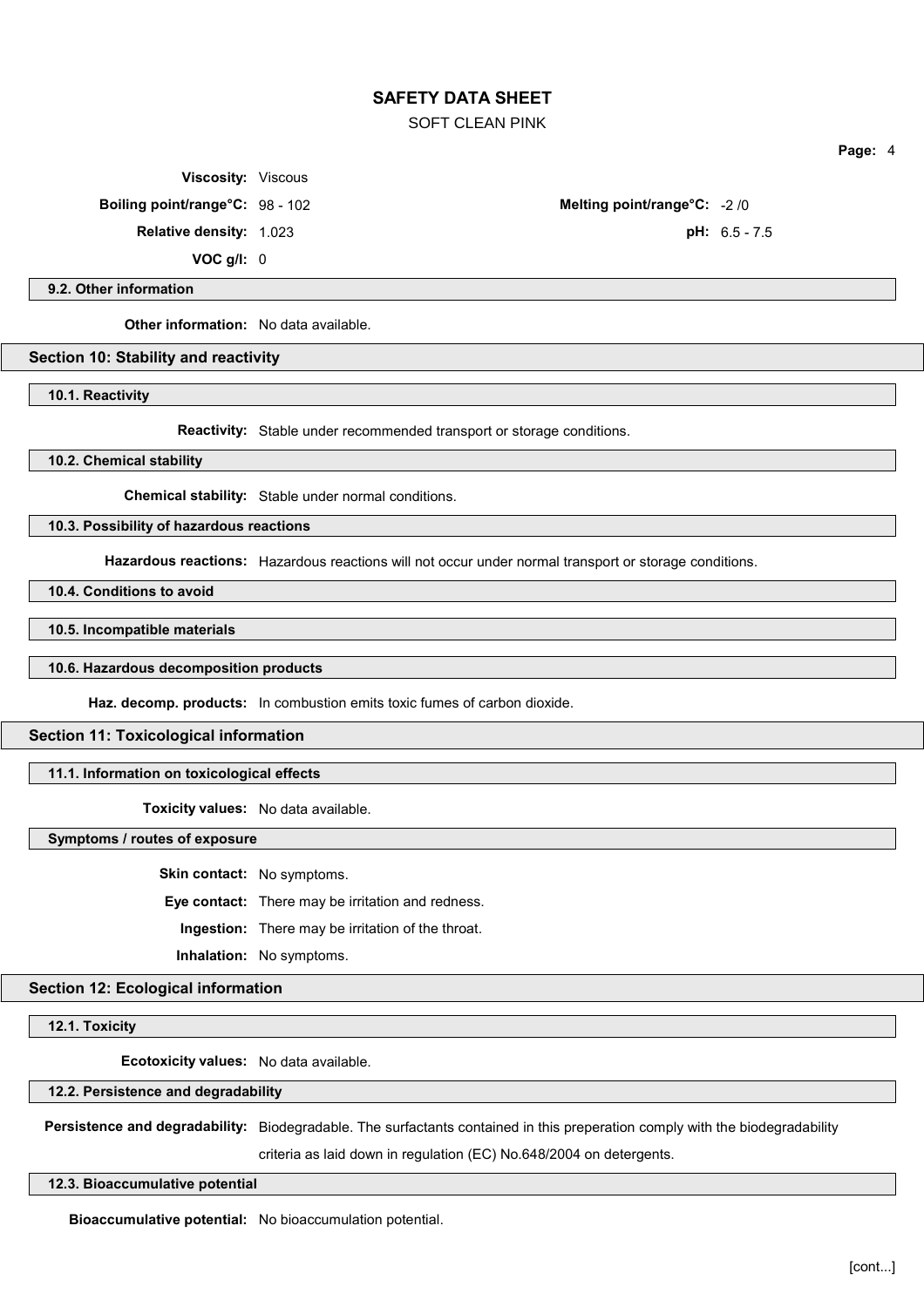**Viscosity:** Viscous

**Boiling point/range°C:** 98 - 102

**Melting point/range°C:** -2 /0

**Relative density:** 1.023

**pH:** 6.5 - 7.5

**VOC g/l:** 0

### 9.2. Other information

**Other information:** No data available.

## Section 10: Stability and reactivity

### 10.1. Reactivity

**Reactivity:** Stable under recommended transport or storage conditions.

### 10.2. Chemical stability

**Chemical stability:** Stable under normal conditions.

### 10.3. Possibility of hazardous reactions

**Hazardous reactions:** Hazardous reactions will not occur under normal transport or storage conditions.

### 10.4. Conditions to avoid

### 10.5. Incompatible materials

### 10.6. Hazardous decomposition products

**Haz. decomp. products:** In combustion emits toxic fumes of carbon dioxide.

## Section 11: Toxicological information

### 11.1. Information on toxicological effects

**Toxicity values:** No data available.

### Symptoms / routes of exposure

**Skin contact:** No symptoms.

**Eye contact:** There may be irritation and redness.

**Ingestion:** There may be irritation of the throat.

**Inhalation:** No symptoms.

## Section 12: Ecological information

### 12.1. Toxicity

**Ecotoxicity values:** No data available.

### 12.2. Persistence and degradability

**Persistence and degradability:** Biodegradable. The surfactants contained in this preperation comply with the biodegradability criteria as laid down in regulation (EC) No.648/2004 on detergents.

### 12.3. Bioaccumulative potential

**Bioaccumulative potential:** No bioaccumulation potential.

[cont...]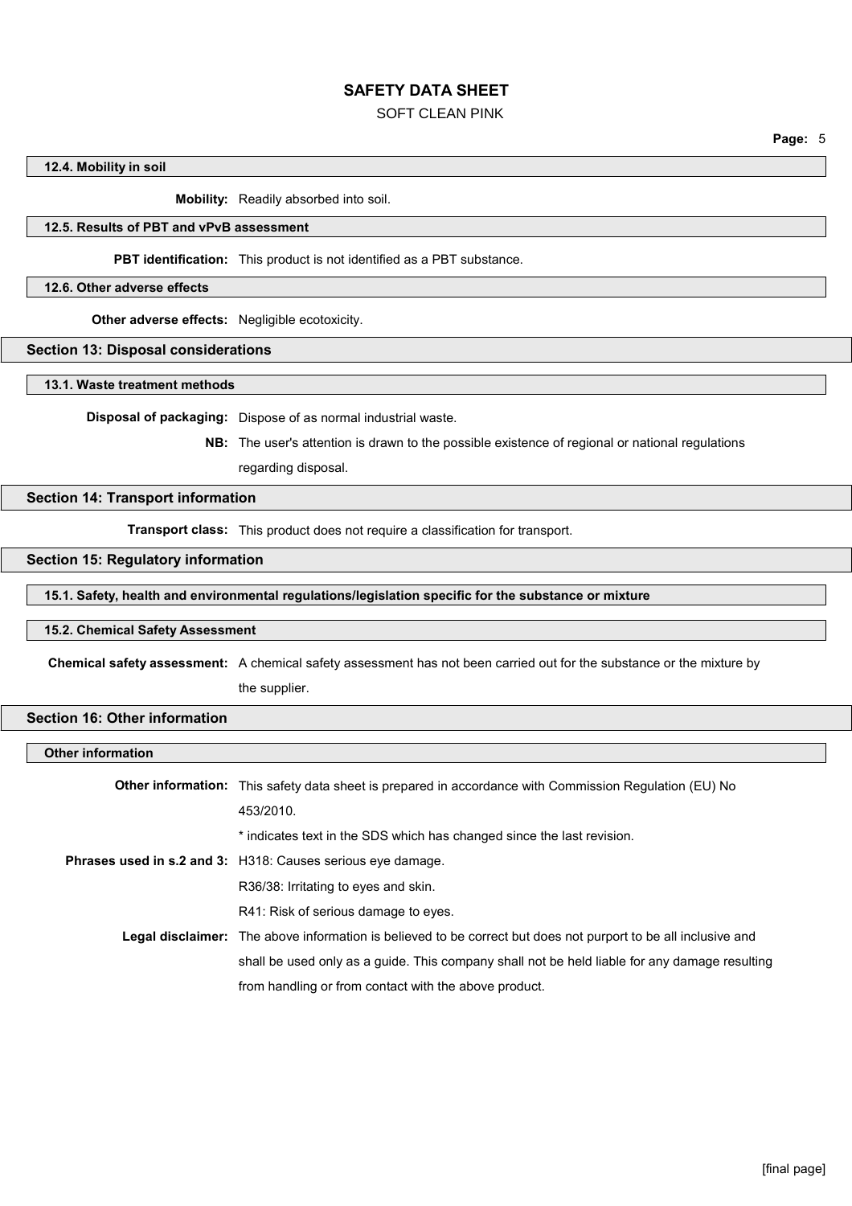### 12.4. Mobility in soil

**Mobility:** Readily absorbed into soil.

### 12.5. Results of PBT and vPvB assessment

**PBT identification:** This product is not identified as a PBT substance.

### 12.6. Other adverse effects

**Other adverse effects:** Negligible ecotoxicity.

## Section 13: Disposal considerations

### 13.1. Waste treatment methods

**Disposal of packaging:** Dispose of as normal industrial waste.

**NB:** The user's attention is drawn to the possible existence of regional or national regulations regarding disposal.

## Section 14: Transport information

**Transport class:** This product does not require a classification for transport.

## Section 15: Regulatory information

### 15.1. Safety, health and environmental regulations/legislation specific for the substance or mixture

### 15.2. Chemical Safety Assessment

**Chemical safety assessment:** A chemical safety assessment has not been carried out for the substance or the mixture by the supplier.

## Section 16: Other information

### Other information

**Other information:** This safety data sheet is prepared in accordance with Commission Regulation (EU) No 453/2010.

* indicates text in the SDS which has changed since the last revision.

**Phrases used in s.2 and 3:** H318: Causes serious eye damage.

R36/38: Irritating to eyes and skin.

R41: Risk of serious damage to eyes.

**Legal disclaimer:** The above information is believed to be correct but does not purport to be all inclusive and shall be used only as a guide. This company shall not be held liable for any damage resulting from handling or from contact with the above product.

[final page]